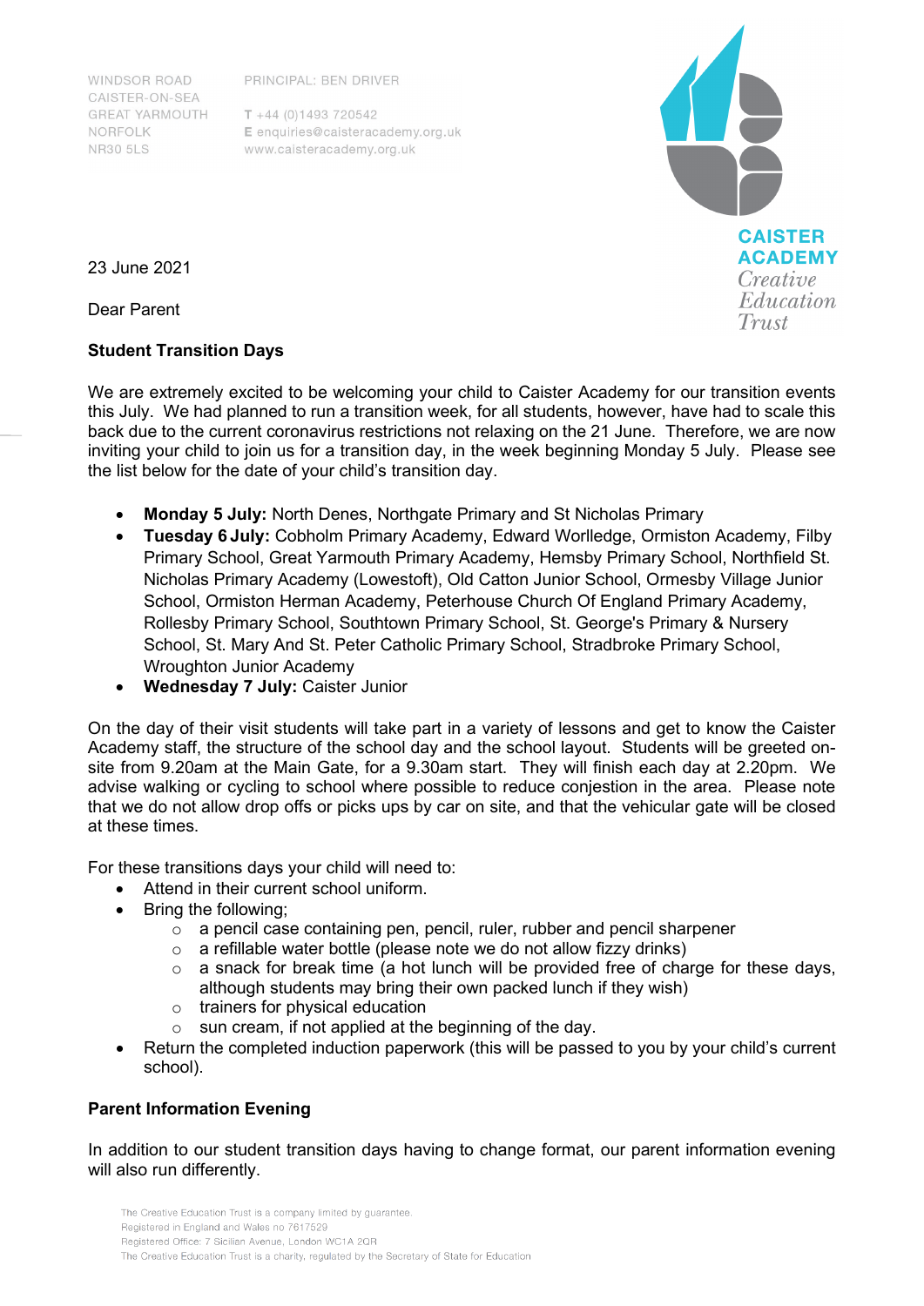WINDSOR ROAD
CAISTER-ON-SEA
GREAT YARMOUTH
NORFOLK
NR30 5LS

PRINCIPAL: BEN DRIVER

T +44 (0)1493 720542
E enquiries@caisteracademy.org.uk
www.caisteracademy.org.uk

CAISTER ACADEMY
*Creative Education Trust*

23 June 2021

Dear Parent

**Student Transition Days**

We are extremely excited to be welcoming your child to Caister Academy for our transition events this July. We had planned to run a transition week, for all students, however, have had to scale this back due to the current coronavirus restrictions not relaxing on the 21 June. Therefore, we are now inviting your child to join us for a transition day, in the week beginning Monday 5 July. Please see the list below for the date of your child's transition day.

- **Monday 5 July:** North Denes, Northgate Primary and St Nicholas Primary
- **Tuesday 6 July:** Cobholm Primary Academy, Edward Worlledge, Ormiston Academy, Filby Primary School, Great Yarmouth Primary Academy, Hemsby Primary School, Northfield St. Nicholas Primary Academy (Lowestoft), Old Catton Junior School, Ormesby Village Junior School, Ormiston Herman Academy, Peterhouse Church Of England Primary Academy, Rollesby Primary School, Southtown Primary School, St. George's Primary & Nursery School, St. Mary And St. Peter Catholic Primary School, Stradbroke Primary School, Wroughton Junior Academy
- **Wednesday 7 July:** Caister Junior

On the day of their visit students will take part in a variety of lessons and get to know the Caister Academy staff, the structure of the school day and the school layout. Students will be greeted on-site from 9.20am at the Main Gate, for a 9.30am start. They will finish each day at 2.20pm. We advise walking or cycling to school where possible to reduce conjestion in the area. Please note that we do not allow drop offs or picks ups by car on site, and that the vehicular gate will be closed at these times.

For these transitions days your child will need to:

- Attend in their current school uniform.
- Bring the following;
  - a pencil case containing pen, pencil, ruler, rubber and pencil sharpener
  - a refillable water bottle (please note we do not allow fizzy drinks)
  - a snack for break time (a hot lunch will be provided free of charge for these days, although students may bring their own packed lunch if they wish)
  - trainers for physical education
  - sun cream, if not applied at the beginning of the day.
- Return the completed induction paperwork (this will be passed to you by your child's current school).

**Parent Information Evening**

In addition to our student transition days having to change format, our parent information evening will also run differently.

The Creative Education Trust is a company limited by guarantee.
Registered in England and Wales no 7617529
Registered Office: 7 Sicilian Avenue, London WC1A 2QR
The Creative Education Trust is a charity, regulated by the Secretary of State for Education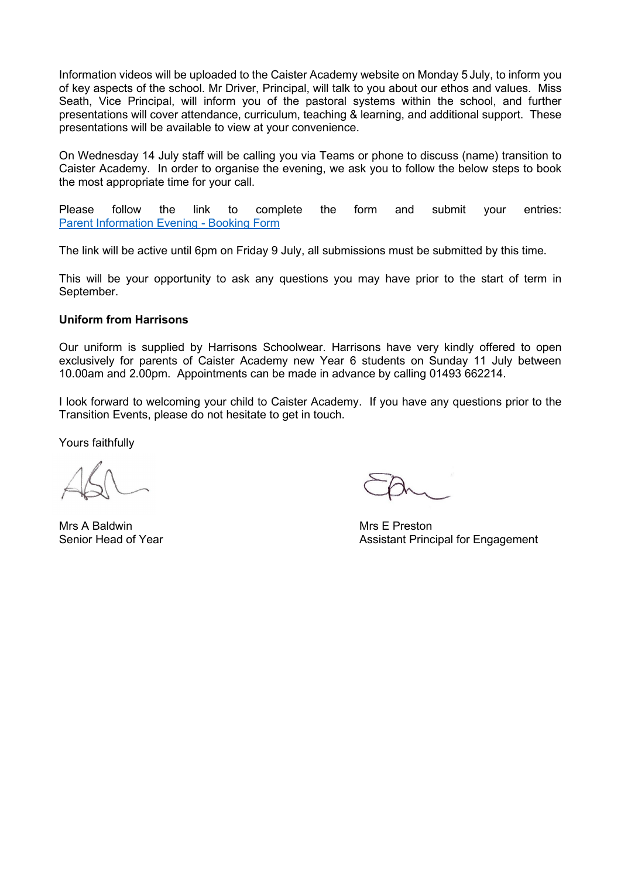Information videos will be uploaded to the Caister Academy website on Monday 5 July, to inform you of key aspects of the school. Mr Driver, Principal, will talk to you about our ethos and values. Miss Seath, Vice Principal, will inform you of the pastoral systems within the school, and further presentations will cover attendance, curriculum, teaching & learning, and additional support. These presentations will be available to view at your convenience.

On Wednesday 14 July staff will be calling you via Teams or phone to discuss (name) transition to Caister Academy. In order to organise the evening, we ask you to follow the below steps to book the most appropriate time for your call.

Please follow the link to complete the form and submit your entries: [Parent Information Evening - Booking Form]

The link will be active until 6pm on Friday 9 July, all submissions must be submitted by this time.

This will be your opportunity to ask any questions you may have prior to the start of term in September.

**Uniform from Harrisons**

Our uniform is supplied by Harrisons Schoolwear. Harrisons have very kindly offered to open exclusively for parents of Caister Academy new Year 6 students on Sunday 11 July between 10.00am and 2.00pm. Appointments can be made in advance by calling 01493 662214.

I look forward to welcoming your child to Caister Academy. If you have any questions prior to the Transition Events, please do not hesitate to get in touch.

Yours faithfully

Mrs A Baldwin
Senior Head of Year

Mrs E Preston
Assistant Principal for Engagement